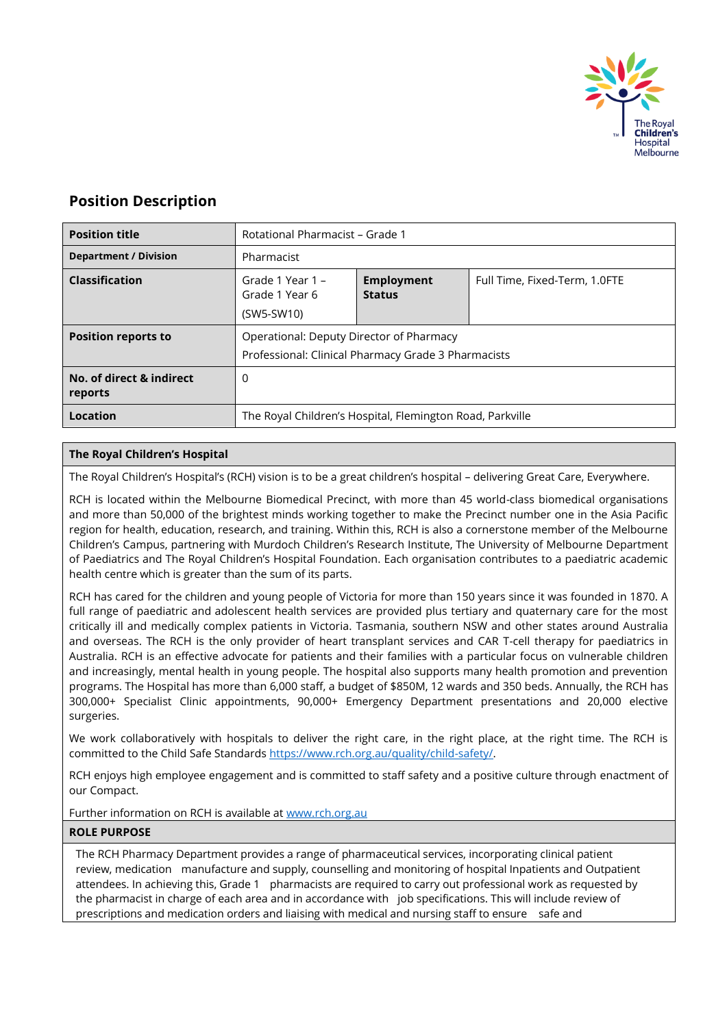## Position Description

| Position title | Rotational Pharmacist – Grade 1 | | |
|---|---|---|---|
| Department / Division | Pharmacist | | |
| Classification | Grade 1 Year 1 – Grade 1 Year 6 (SW5-SW10) | Employment Status | Full Time, Fixed-Term, 1.0FTE |
| Position reports to | Operational: Deputy Director of Pharmacy<br>Professional: Clinical Pharmacy Grade 3 Pharmacists | | |
| No. of direct & indirect reports | 0 | | |
| Location | The Royal Children's Hospital, Flemington Road, Parkville | | |

### The Royal Children's Hospital

The Royal Children's Hospital's (RCH) vision is to be a great children's hospital – delivering Great Care, Everywhere.

RCH is located within the Melbourne Biomedical Precinct, with more than 45 world-class biomedical organisations and more than 50,000 of the brightest minds working together to make the Precinct number one in the Asia Pacific region for health, education, research, and training. Within this, RCH is also a cornerstone member of the Melbourne Children's Campus, partnering with Murdoch Children's Research Institute, The University of Melbourne Department of Paediatrics and The Royal Children's Hospital Foundation. Each organisation contributes to a paediatric academic health centre which is greater than the sum of its parts.

RCH has cared for the children and young people of Victoria for more than 150 years since it was founded in 1870. A full range of paediatric and adolescent health services are provided plus tertiary and quaternary care for the most critically ill and medically complex patients in Victoria. Tasmania, southern NSW and other states around Australia and overseas. The RCH is the only provider of heart transplant services and CAR T-cell therapy for paediatrics in Australia. RCH is an effective advocate for patients and their families with a particular focus on vulnerable children and increasingly, mental health in young people. The hospital also supports many health promotion and prevention programs. The Hospital has more than 6,000 staff, a budget of $850M, 12 wards and 350 beds. Annually, the RCH has 300,000+ Specialist Clinic appointments, 90,000+ Emergency Department presentations and 20,000 elective surgeries.

We work collaboratively with hospitals to deliver the right care, in the right place, at the right time. The RCH is committed to the Child Safe Standards https://www.rch.org.au/quality/child-safety/.

RCH enjoys high employee engagement and is committed to staff safety and a positive culture through enactment of our Compact.

Further information on RCH is available at www.rch.org.au

### ROLE PURPOSE

The RCH Pharmacy Department provides a range of pharmaceutical services, incorporating clinical patient review, medication manufacture and supply, counselling and monitoring of hospital Inpatients and Outpatient attendees. In achieving this, Grade 1 pharmacists are required to carry out professional work as requested by the pharmacist in charge of each area and in accordance with job specifications. This will include review of prescriptions and medication orders and liaising with medical and nursing staff to ensure safe and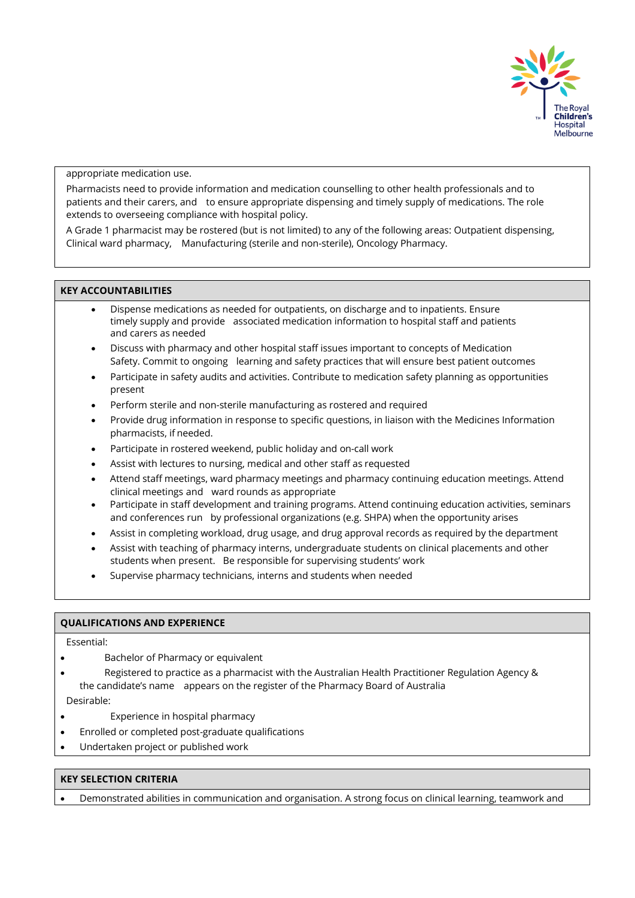appropriate medication use.

Pharmacists need to provide information and medication counselling to other health professionals and to patients and their carers, and to ensure appropriate dispensing and timely supply of medications. The role extends to overseeing compliance with hospital policy.

A Grade 1 pharmacist may be rostered (but is not limited) to any of the following areas: Outpatient dispensing, Clinical ward pharmacy, Manufacturing (sterile and non-sterile), Oncology Pharmacy.

## KEY ACCOUNTABILITIES

- Dispense medications as needed for outpatients, on discharge and to inpatients. Ensure timely supply and provide associated medication information to hospital staff and patients and carers as needed
- Discuss with pharmacy and other hospital staff issues important to concepts of Medication Safety. Commit to ongoing learning and safety practices that will ensure best patient outcomes
- Participate in safety audits and activities. Contribute to medication safety planning as opportunities present
- Perform sterile and non-sterile manufacturing as rostered and required
- Provide drug information in response to specific questions, in liaison with the Medicines Information pharmacists, if needed.
- Participate in rostered weekend, public holiday and on-call work
- Assist with lectures to nursing, medical and other staff as requested
- Attend staff meetings, ward pharmacy meetings and pharmacy continuing education meetings. Attend clinical meetings and ward rounds as appropriate
- Participate in staff development and training programs. Attend continuing education activities, seminars and conferences run by professional organizations (e.g. SHPA) when the opportunity arises
- Assist in completing workload, drug usage, and drug approval records as required by the department
- Assist with teaching of pharmacy interns, undergraduate students on clinical placements and other students when present. Be responsible for supervising students' work
- Supervise pharmacy technicians, interns and students when needed

## QUALIFICATIONS AND EXPERIENCE

Essential:

- Bachelor of Pharmacy or equivalent
- Registered to practice as a pharmacist with the Australian Health Practitioner Regulation Agency & the candidate's name appears on the register of the Pharmacy Board of Australia

Desirable:

- Experience in hospital pharmacy
- Enrolled or completed post-graduate qualifications
- Undertaken project or published work

## KEY SELECTION CRITERIA

- Demonstrated abilities in communication and organisation. A strong focus on clinical learning, teamwork and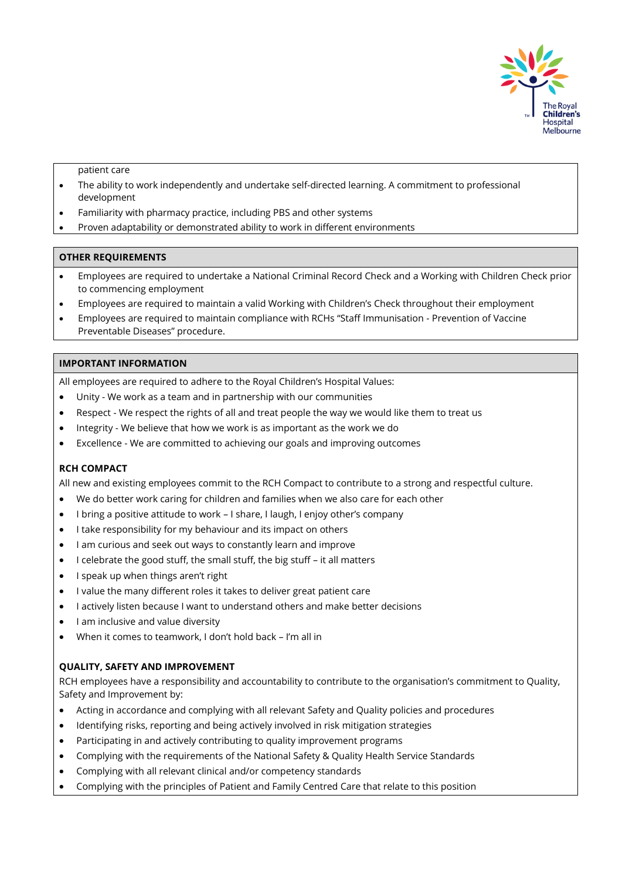patient care

- The ability to work independently and undertake self-directed learning. A commitment to professional development
- Familiarity with pharmacy practice, including PBS and other systems
- Proven adaptability or demonstrated ability to work in different environments

## OTHER REQUIREMENTS

- Employees are required to undertake a National Criminal Record Check and a Working with Children Check prior to commencing employment
- Employees are required to maintain a valid Working with Children's Check throughout their employment
- Employees are required to maintain compliance with RCHs "Staff Immunisation - Prevention of Vaccine Preventable Diseases" procedure.

## IMPORTANT INFORMATION

All employees are required to adhere to the Royal Children's Hospital Values:

- Unity - We work as a team and in partnership with our communities
- Respect - We respect the rights of all and treat people the way we would like them to treat us
- Integrity - We believe that how we work is as important as the work we do
- Excellence - We are committed to achieving our goals and improving outcomes

### RCH COMPACT

All new and existing employees commit to the RCH Compact to contribute to a strong and respectful culture.

- We do better work caring for children and families when we also care for each other
- I bring a positive attitude to work – I share, I laugh, I enjoy other's company
- I take responsibility for my behaviour and its impact on others
- I am curious and seek out ways to constantly learn and improve
- I celebrate the good stuff, the small stuff, the big stuff – it all matters
- I speak up when things aren't right
- I value the many different roles it takes to deliver great patient care
- I actively listen because I want to understand others and make better decisions
- I am inclusive and value diversity
- When it comes to teamwork, I don't hold back – I'm all in

### QUALITY, SAFETY AND IMPROVEMENT

RCH employees have a responsibility and accountability to contribute to the organisation's commitment to Quality, Safety and Improvement by:

- Acting in accordance and complying with all relevant Safety and Quality policies and procedures
- Identifying risks, reporting and being actively involved in risk mitigation strategies
- Participating in and actively contributing to quality improvement programs
- Complying with the requirements of the National Safety & Quality Health Service Standards
- Complying with all relevant clinical and/or competency standards
- Complying with the principles of Patient and Family Centred Care that relate to this position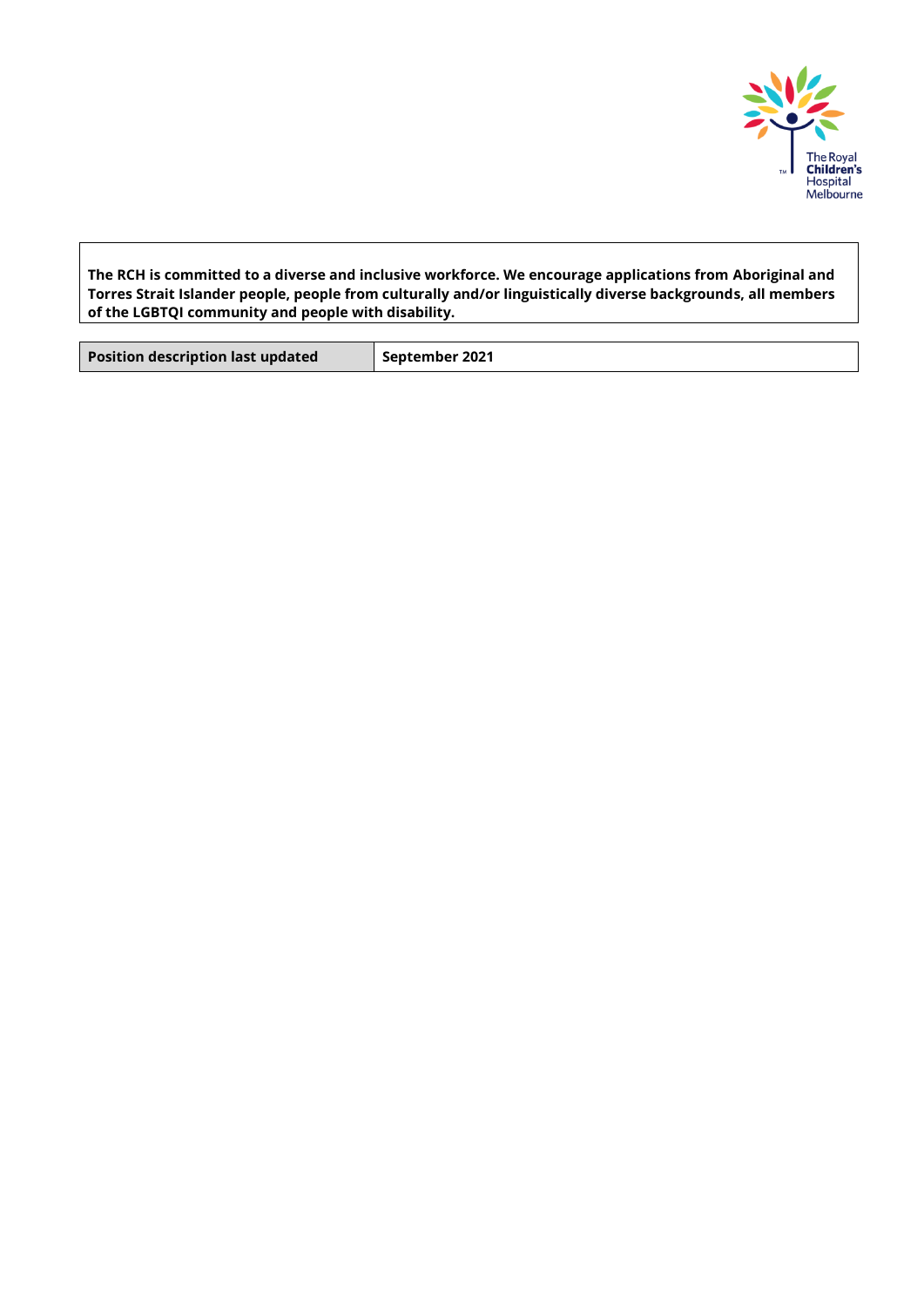**The RCH is committed to a diverse and inclusive workforce. We encourage applications from Aboriginal and Torres Strait Islander people, people from culturally and/or linguistically diverse backgrounds, all members of the LGBTQI community and people with disability.**

| | |
|---|---|
| **Position description last updated** | **September 2021** |